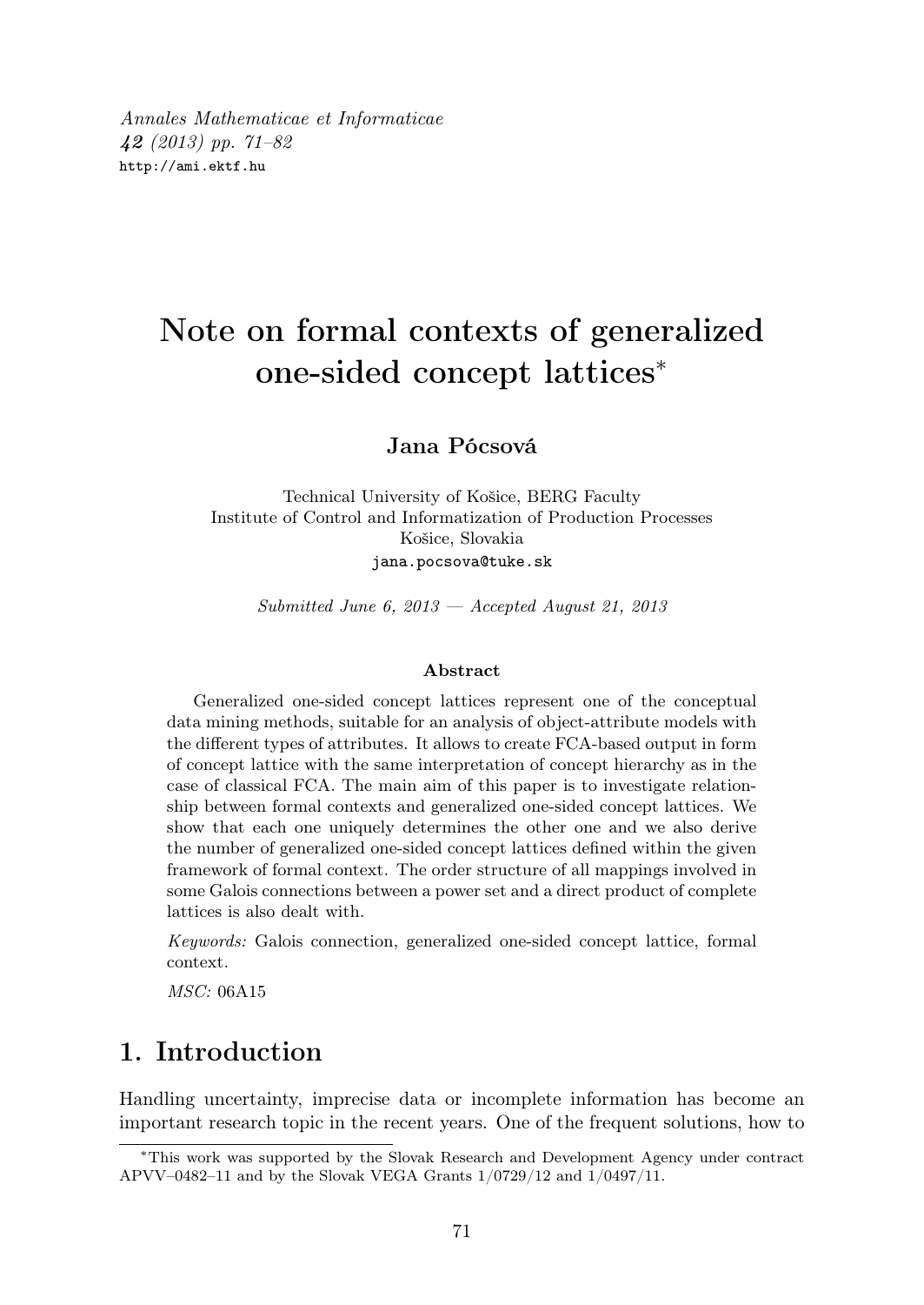*Annales Mathematicae et Informaticae*
*42 (2013) pp. 71–82*
http://ami.ektf.hu

# Note on formal contexts of generalized one-sided concept lattices*

**Jana Pócsová**

Technical University of Košice, BERG Faculty
Institute of Control and Informatization of Production Processes
Košice, Slovakia
jana.pocsova@tuke.sk

*Submitted June 6, 2013 — Accepted August 21, 2013*

### Abstract

Generalized one-sided concept lattices represent one of the conceptual data mining methods, suitable for an analysis of object-attribute models with the different types of attributes. It allows to create FCA-based output in form of concept lattice with the same interpretation of concept hierarchy as in the case of classical FCA. The main aim of this paper is to investigate relationship between formal contexts and generalized one-sided concept lattices. We show that each one uniquely determines the other one and we also derive the number of generalized one-sided concept lattices defined within the given framework of formal context. The order structure of all mappings involved in some Galois connections between a power set and a direct product of complete lattices is also dealt with.

*Keywords:* Galois connection, generalized one-sided concept lattice, formal context.

*MSC:* 06A15

## 1. Introduction

Handling uncertainty, imprecise data or incomplete information has become an important research topic in the recent years. One of the frequent solutions, how to

*This work was supported by the Slovak Research and Development Agency under contract APVV–0482–11 and by the Slovak VEGA Grants 1/0729/12 and 1/0497/11.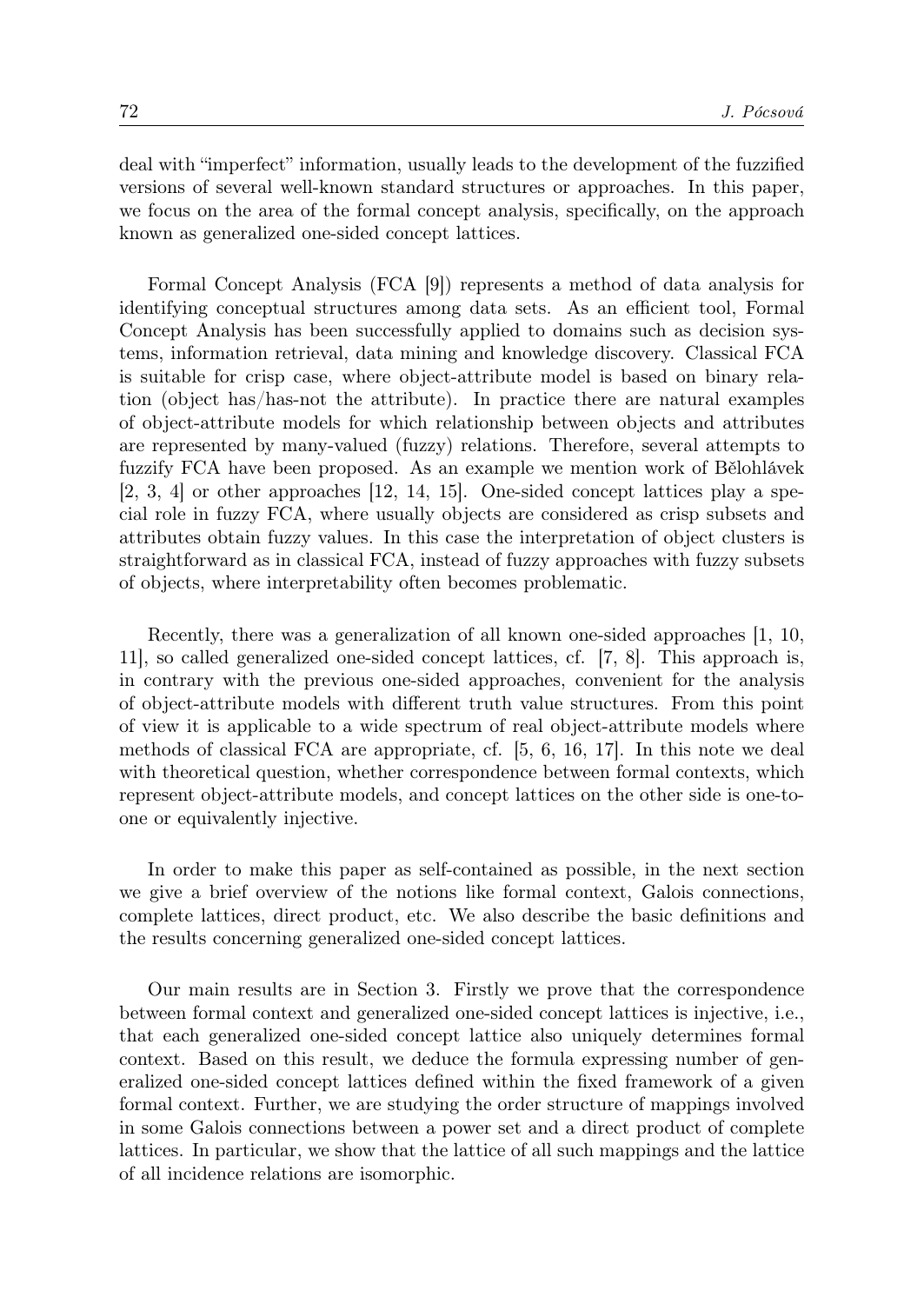deal with "imperfect" information, usually leads to the development of the fuzzified versions of several well-known standard structures or approaches. In this paper, we focus on the area of the formal concept analysis, specifically, on the approach known as generalized one-sided concept lattices.

Formal Concept Analysis (FCA [9]) represents a method of data analysis for identifying conceptual structures among data sets. As an efficient tool, Formal Concept Analysis has been successfully applied to domains such as decision systems, information retrieval, data mining and knowledge discovery. Classical FCA is suitable for crisp case, where object-attribute model is based on binary relation (object has/has-not the attribute). In practice there are natural examples of object-attribute models for which relationship between objects and attributes are represented by many-valued (fuzzy) relations. Therefore, several attempts to fuzzify FCA have been proposed. As an example we mention work of Bělohlávek [2, 3, 4] or other approaches [12, 14, 15]. One-sided concept lattices play a special role in fuzzy FCA, where usually objects are considered as crisp subsets and attributes obtain fuzzy values. In this case the interpretation of object clusters is straightforward as in classical FCA, instead of fuzzy approaches with fuzzy subsets of objects, where interpretability often becomes problematic.

Recently, there was a generalization of all known one-sided approaches [1, 10, 11], so called generalized one-sided concept lattices, cf. [7, 8]. This approach is, in contrary with the previous one-sided approaches, convenient for the analysis of object-attribute models with different truth value structures. From this point of view it is applicable to a wide spectrum of real object-attribute models where methods of classical FCA are appropriate, cf. [5, 6, 16, 17]. In this note we deal with theoretical question, whether correspondence between formal contexts, which represent object-attribute models, and concept lattices on the other side is one-to-one or equivalently injective.

In order to make this paper as self-contained as possible, in the next section we give a brief overview of the notions like formal context, Galois connections, complete lattices, direct product, etc. We also describe the basic definitions and the results concerning generalized one-sided concept lattices.

Our main results are in Section 3. Firstly we prove that the correspondence between formal context and generalized one-sided concept lattices is injective, i.e., that each generalized one-sided concept lattice also uniquely determines formal context. Based on this result, we deduce the formula expressing number of generalized one-sided concept lattices defined within the fixed framework of a given formal context. Further, we are studying the order structure of mappings involved in some Galois connections between a power set and a direct product of complete lattices. In particular, we show that the lattice of all such mappings and the lattice of all incidence relations are isomorphic.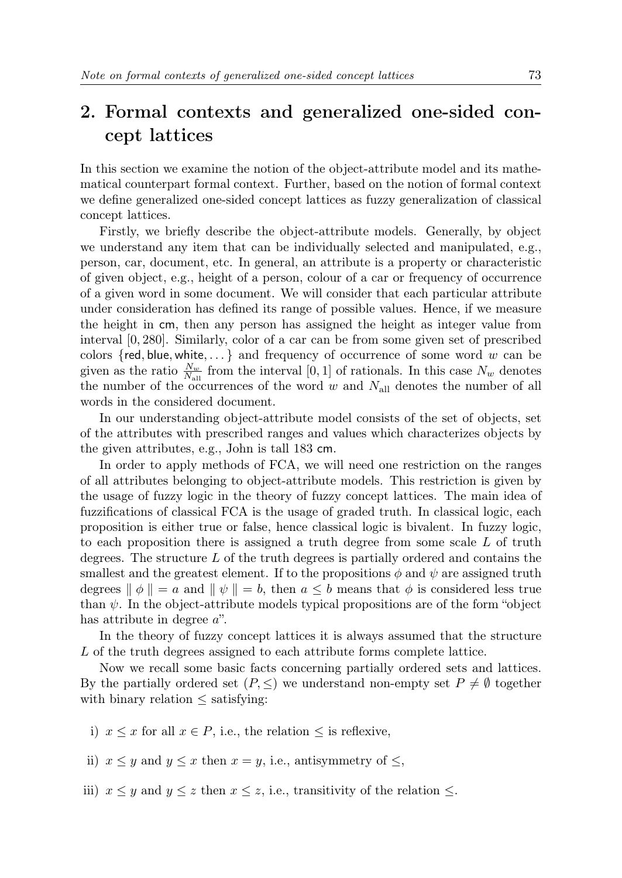## 2. Formal contexts and generalized one-sided concept lattices

In this section we examine the notion of the object-attribute model and its mathematical counterpart formal context. Further, based on the notion of formal context we define generalized one-sided concept lattices as fuzzy generalization of classical concept lattices.

Firstly, we briefly describe the object-attribute models. Generally, by object we understand any item that can be individually selected and manipulated, e.g., person, car, document, etc. In general, an attribute is a property or characteristic of given object, e.g., height of a person, colour of a car or frequency of occurrence of a given word in some document. We will consider that each particular attribute under consideration has defined its range of possible values. Hence, if we measure the height in cm, then any person has assigned the height as integer value from interval $[0, 280]$. Similarly, color of a car can be from some given set of prescribed colors $\{\mathsf{red}, \mathsf{blue}, \mathsf{white}, \dots\}$ and frequency of occurrence of some word $w$ can be given as the ratio $\frac{N_w}{N_{\text{all}}}$ from the interval $[0, 1]$ of rationals. In this case $N_w$ denotes the number of the occurrences of the word $w$ and $N_{\text{all}}$ denotes the number of all words in the considered document.

In our understanding object-attribute model consists of the set of objects, set of the attributes with prescribed ranges and values which characterizes objects by the given attributes, e.g., John is tall 183 cm.

In order to apply methods of FCA, we will need one restriction on the ranges of all attributes belonging to object-attribute models. This restriction is given by the usage of fuzzy logic in the theory of fuzzy concept lattices. The main idea of fuzzifications of classical FCA is the usage of graded truth. In classical logic, each proposition is either true or false, hence classical logic is bivalent. In fuzzy logic, to each proposition there is assigned a truth degree from some scale $L$ of truth degrees. The structure $L$ of the truth degrees is partially ordered and contains the smallest and the greatest element. If to the propositions $\phi$ and $\psi$ are assigned truth degrees $\parallel \phi \parallel = a$ and $\parallel \psi \parallel = b$, then $a \leq b$ means that $\phi$ is considered less true than $\psi$. In the object-attribute models typical propositions are of the form "object has attribute in degree $a$".

In the theory of fuzzy concept lattices it is always assumed that the structure $L$ of the truth degrees assigned to each attribute forms complete lattice.

Now we recall some basic facts concerning partially ordered sets and lattices. By the partially ordered set $(P, \leq)$ we understand non-empty set $P \neq \emptyset$ together with binary relation $\leq$ satisfying:

i) $x \leq x$ for all $x \in P$, i.e., the relation $\leq$ is reflexive,

ii) $x \leq y$ and $y \leq x$ then $x = y$, i.e., antisymmetry of $\leq$,

iii) $x \leq y$ and $y \leq z$ then $x \leq z$, i.e., transitivity of the relation $\leq$.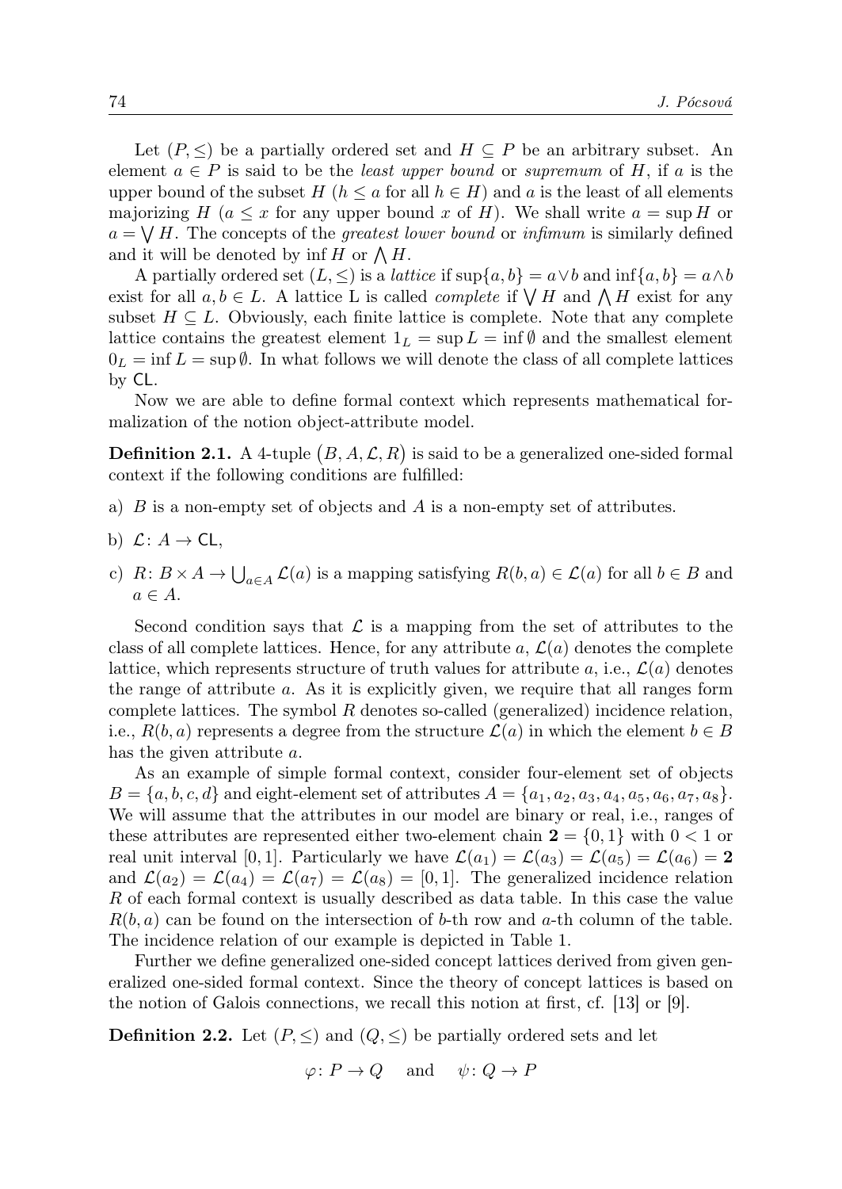Let $(P, \leq)$ be a partially ordered set and $H \subseteq P$ be an arbitrary subset. An element $a \in P$ is said to be the *least upper bound* or *supremum* of $H$, if $a$ is the upper bound of the subset $H$ ($h \leq a$ for all $h \in H$) and $a$ is the least of all elements majorizing $H$ ($a \leq x$ for any upper bound $x$ of $H$). We shall write $a = \sup H$ or $a = \bigvee H$. The concepts of the *greatest lower bound* or *infimum* is similarly defined and it will be denoted by $\inf H$ or $\bigwedge H$.

A partially ordered set $(L, \leq)$ is a *lattice* if $\sup\{a, b\} = a \vee b$ and $\inf\{a, b\} = a \wedge b$ exist for all $a, b \in L$. A lattice L is called *complete* if $\bigvee H$ and $\bigwedge H$ exist for any subset $H \subseteq L$. Obviously, each finite lattice is complete. Note that any complete lattice contains the greatest element $1_L = \sup L = \inf \emptyset$ and the smallest element $0_L = \inf L = \sup \emptyset$. In what follows we will denote the class of all complete lattices by $\mathsf{CL}$.

Now we are able to define formal context which represents mathematical formalization of the notion object-attribute model.

**Definition 2.1.** A 4-tuple $(B, A, \mathcal{L}, R)$ is said to be a generalized one-sided formal context if the following conditions are fulfilled:

a) $B$ is a non-empty set of objects and $A$ is a non-empty set of attributes.

b) $\mathcal{L} \colon A \to \mathsf{CL}$,

c) $R \colon B \times A \to \bigcup_{a \in A} \mathcal{L}(a)$ is a mapping satisfying $R(b, a) \in \mathcal{L}(a)$ for all $b \in B$ and $a \in A$.

Second condition says that $\mathcal{L}$ is a mapping from the set of attributes to the class of all complete lattices. Hence, for any attribute $a$, $\mathcal{L}(a)$ denotes the complete lattice, which represents structure of truth values for attribute $a$, i.e., $\mathcal{L}(a)$ denotes the range of attribute $a$. As it is explicitly given, we require that all ranges form complete lattices. The symbol $R$ denotes so-called (generalized) incidence relation, i.e., $R(b, a)$ represents a degree from the structure $\mathcal{L}(a)$ in which the element $b \in B$ has the given attribute $a$.

As an example of simple formal context, consider four-element set of objects $B = \{a, b, c, d\}$ and eight-element set of attributes $A = \{a_1, a_2, a_3, a_4, a_5, a_6, a_7, a_8\}$. We will assume that the attributes in our model are binary or real, i.e., ranges of these attributes are represented either two-element chain $\mathbf{2} = \{0, 1\}$ with $0 < 1$ or real unit interval $[0, 1]$. Particularly we have $\mathcal{L}(a_1) = \mathcal{L}(a_3) = \mathcal{L}(a_5) = \mathcal{L}(a_6) = \mathbf{2}$ and $\mathcal{L}(a_2) = \mathcal{L}(a_4) = \mathcal{L}(a_7) = \mathcal{L}(a_8) = [0, 1]$. The generalized incidence relation $R$ of each formal context is usually described as data table. In this case the value $R(b, a)$ can be found on the intersection of $b$-th row and $a$-th column of the table. The incidence relation of our example is depicted in Table 1.

Further we define generalized one-sided concept lattices derived from given generalized one-sided formal context. Since the theory of concept lattices is based on the notion of Galois connections, we recall this notion at first, cf. [13] or [9].

**Definition 2.2.** Let $(P, \leq)$ and $(Q, \leq)$ be partially ordered sets and let

$$\varphi \colon P \to Q \quad \text{and} \quad \psi \colon Q \to P$$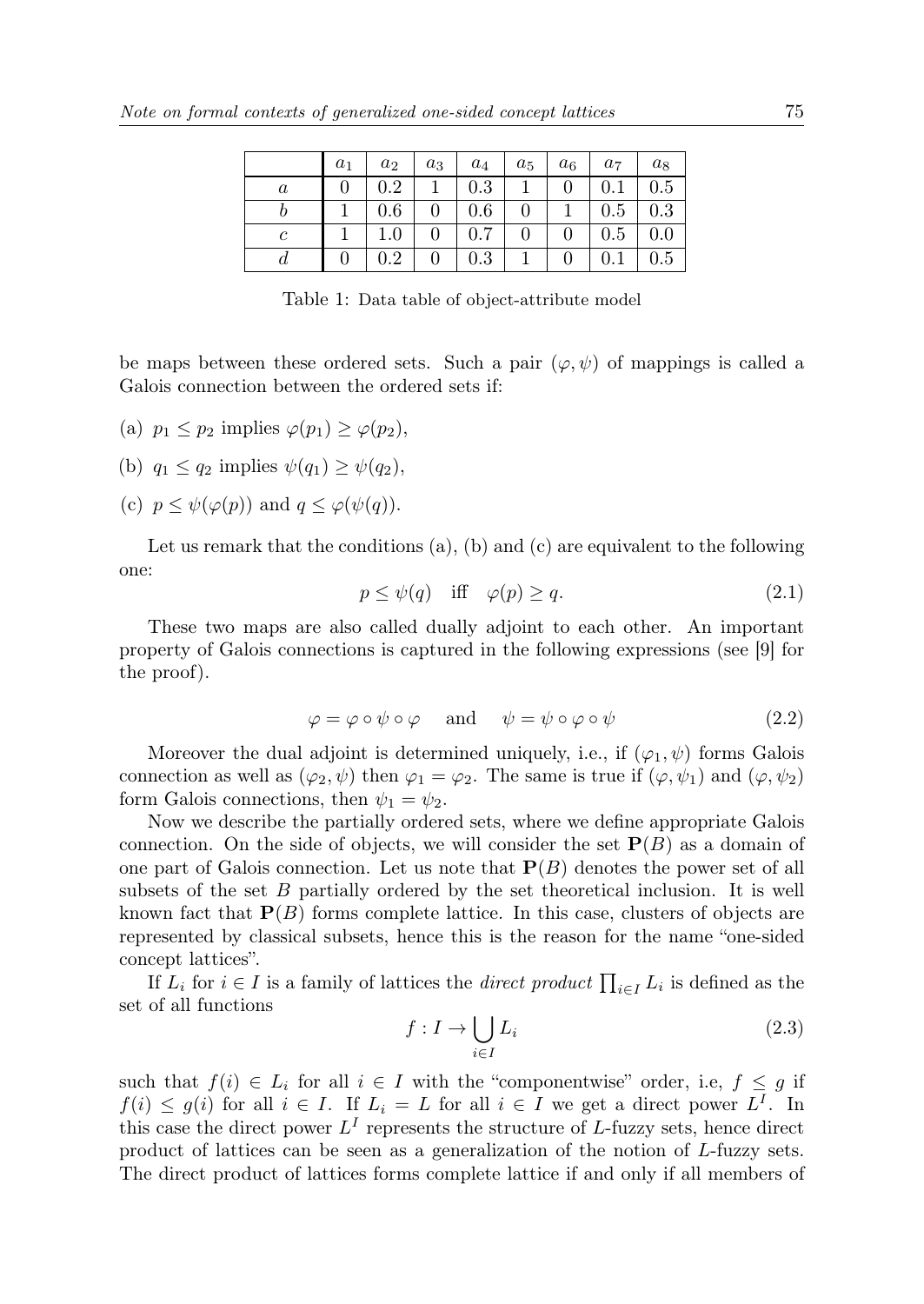|  | $a_1$ | $a_2$ | $a_3$ | $a_4$ | $a_5$ | $a_6$ | $a_7$ | $a_8$ |
|---|---|---|---|---|---|---|---|---|
| $a$ | 0 | 0.2 | 1 | 0.3 | 1 | 0 | 0.1 | 0.5 |
| $b$ | 1 | 0.6 | 0 | 0.6 | 0 | 1 | 0.5 | 0.3 |
| $c$ | 1 | 1.0 | 0 | 0.7 | 0 | 0 | 0.5 | 0.0 |
| $d$ | 0 | 0.2 | 0 | 0.3 | 1 | 0 | 0.1 | 0.5 |

Table 1: Data table of object-attribute model

be maps between these ordered sets. Such a pair $(\varphi, \psi)$ of mappings is called a Galois connection between the ordered sets if:

(a) $p_1 \leq p_2$ implies $\varphi(p_1) \geq \varphi(p_2)$,

(b) $q_1 \leq q_2$ implies $\psi(q_1) \geq \psi(q_2)$,

(c) $p \leq \psi(\varphi(p))$ and $q \leq \varphi(\psi(q))$.

Let us remark that the conditions (a), (b) and (c) are equivalent to the following one:

$$p \leq \psi(q) \quad \text{iff} \quad \varphi(p) \geq q. \tag{2.1}$$

These two maps are also called dually adjoint to each other. An important property of Galois connections is captured in the following expressions (see [9] for the proof).

$$\varphi = \varphi \circ \psi \circ \varphi \quad \text{ and } \quad \psi = \psi \circ \varphi \circ \psi \tag{2.2}$$

Moreover the dual adjoint is determined uniquely, i.e., if $(\varphi_1, \psi)$ forms Galois connection as well as $(\varphi_2, \psi)$ then $\varphi_1 = \varphi_2$. The same is true if $(\varphi, \psi_1)$ and $(\varphi, \psi_2)$ form Galois connections, then $\psi_1 = \psi_2$.

Now we describe the partially ordered sets, where we define appropriate Galois connection. On the side of objects, we will consider the set $\mathbf{P}(B)$ as a domain of one part of Galois connection. Let us note that $\mathbf{P}(B)$ denotes the power set of all subsets of the set $B$ partially ordered by the set theoretical inclusion. It is well known fact that $\mathbf{P}(B)$ forms complete lattice. In this case, clusters of objects are represented by classical subsets, hence this is the reason for the name "one-sided concept lattices".

If $L_i$ for $i \in I$ is a family of lattices the *direct product* $\prod_{i \in I} L_i$ is defined as the set of all functions

$$f : I \to \bigcup_{i \in I} L_i \tag{2.3}$$

such that $f(i) \in L_i$ for all $i \in I$ with the "componentwise" order, i.e, $f \leq g$ if $f(i) \leq g(i)$ for all $i \in I$. If $L_i = L$ for all $i \in I$ we get a direct power $L^I$. In this case the direct power $L^I$ represents the structure of $L$-fuzzy sets, hence direct product of lattices can be seen as a generalization of the notion of $L$-fuzzy sets. The direct product of lattices forms complete lattice if and only if all members of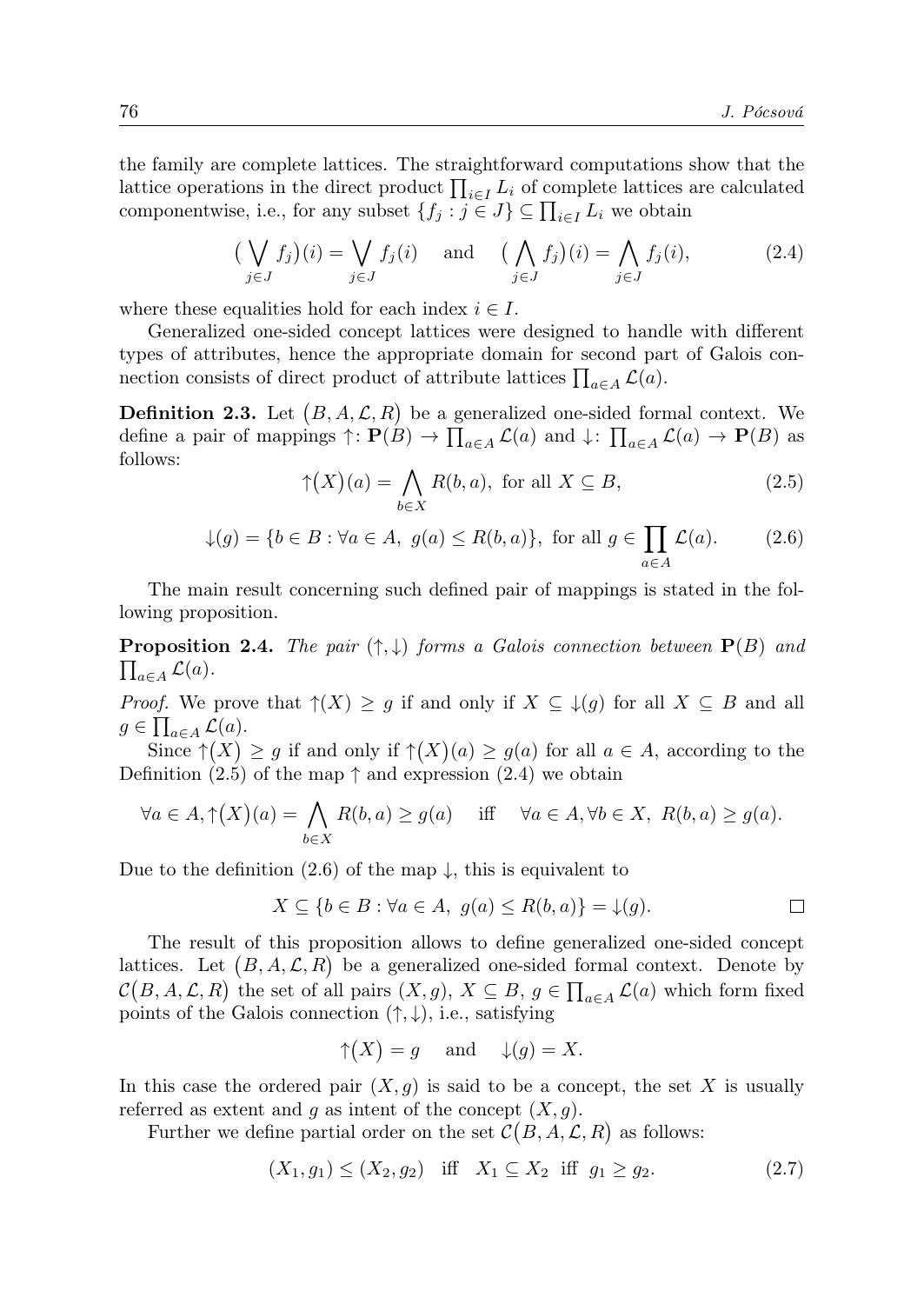the family are complete lattices. The straightforward computations show that the lattice operations in the direct product $\prod_{i\in I} L_i$ of complete lattices are calculated componentwise, i.e., for any subset $\{f_j : j \in J\} \subseteq \prod_{i\in I} L_i$ we obtain

$$\big(\bigvee_{j\in J} f_j\big)(i) = \bigvee_{j\in J} f_j(i) \quad \text{and} \quad \big(\bigwedge_{j\in J} f_j\big)(i) = \bigwedge_{j\in J} f_j(i), \tag{2.4}$$

where these equalities hold for each index $i \in I$.

Generalized one-sided concept lattices were designed to handle with different types of attributes, hence the appropriate domain for second part of Galois connection consists of direct product of attribute lattices $\prod_{a\in A} \mathcal{L}(a)$.

**Definition 2.3.** Let $\big(B, A, \mathcal{L}, R\big)$ be a generalized one-sided formal context. We define a pair of mappings $\uparrow\colon \mathbf{P}(B) \to \prod_{a\in A} \mathcal{L}(a)$ and $\downarrow\colon \prod_{a\in A} \mathcal{L}(a) \to \mathbf{P}(B)$ as follows:

$$\uparrow\!\big(X\big)(a) = \bigwedge_{b\in X} R(b, a), \text{ for all } X \subseteq B, \tag{2.5}$$

$$\downarrow\!(g) = \{b \in B : \forall a \in A,\ g(a) \leq R(b, a)\}, \text{ for all } g \in \prod_{a\in A} \mathcal{L}(a). \tag{2.6}$$

The main result concerning such defined pair of mappings is stated in the following proposition.

**Proposition 2.4.** *The pair $(\uparrow, \downarrow)$ forms a Galois connection between $\mathbf{P}(B)$ and $\prod_{a\in A} \mathcal{L}(a)$.*

*Proof.* We prove that $\uparrow\!(X) \geq g$ if and only if $X \subseteq \downarrow\!(g)$ for all $X \subseteq B$ and all $g \in \prod_{a\in A} \mathcal{L}(a)$.

Since $\uparrow\!\big(X\big) \geq g$ if and only if $\uparrow\!\big(X\big)(a) \geq g(a)$ for all $a \in A$, according to the Definition (2.5) of the map $\uparrow$ and expression (2.4) we obtain

$$\forall a \in A, \uparrow\!\big(X\big)(a) = \bigwedge_{b\in X} R(b, a) \geq g(a) \quad \text{iff} \quad \forall a \in A, \forall b \in X,\ R(b, a) \geq g(a).$$

Due to the definition (2.6) of the map $\downarrow$, this is equivalent to

$$X \subseteq \{b \in B : \forall a \in A,\ g(a) \leq R(b, a)\} = \downarrow\!(g).$$

□

The result of this proposition allows to define generalized one-sided concept lattices. Let $\big(B, A, \mathcal{L}, R\big)$ be a generalized one-sided formal context. Denote by $\mathcal{C}\big(B, A, \mathcal{L}, R\big)$ the set of all pairs $(X, g)$, $X \subseteq B$, $g \in \prod_{a\in A} \mathcal{L}(a)$ which form fixed points of the Galois connection $(\uparrow, \downarrow)$, i.e., satisfying

$$\uparrow\!\big(X\big) = g \quad \text{and} \quad \downarrow\!(g) = X.$$

In this case the ordered pair $(X, g)$ is said to be a concept, the set $X$ is usually referred as extent and $g$ as intent of the concept $(X, g)$.

Further we define partial order on the set $\mathcal{C}\big(B, A, \mathcal{L}, R\big)$ as follows:

$$(X_1, g_1) \leq (X_2, g_2) \quad \text{iff} \quad X_1 \subseteq X_2 \quad \text{iff} \quad g_1 \geq g_2. \tag{2.7}$$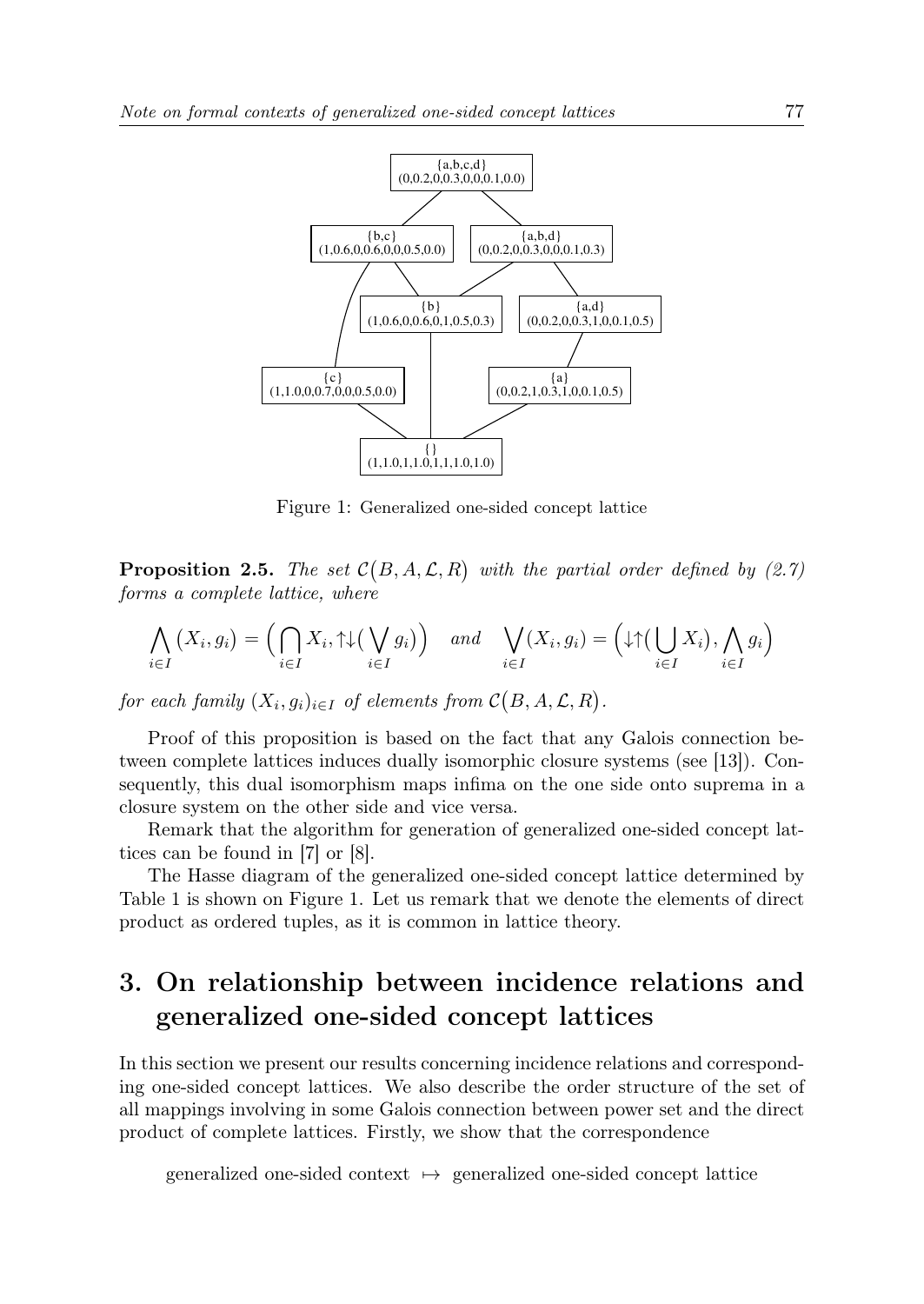{a,b,c,d}
(0,0.2,0,0.3,0,0,0.1,0.0)

{b,c}
(1,0.6,0,0.6,0,0,0.5,0.0)

{a,b,d}
(0,0.2,0,0.3,0,0,0.1,0.3)

{b}
(1,0.6,0,0.6,0,1,0.5,0.3)

{a,d}
(0,0.2,0,0.3,1,0,0.1,0.5)

{c}
(1,1.0,0,0.7,0,0,0.5,0.0)

{a}
(0,0.2,1,0.3,1,0,0.1,0.5)

{}
(1,1.0,1,1.0,1,1,1.0,1.0)

Figure 1: Generalized one-sided concept lattice

**Proposition 2.5.** *The set $\mathcal{C}\big(B, A, \mathcal{L}, R\big)$ with the partial order defined by (2.7) forms a complete lattice, where*

$$\bigwedge_{i\in I}(X_i, g_i) = \Big(\bigcap_{i\in I} X_i, \uparrow\downarrow\big(\bigvee_{i\in I} g_i\big)\Big) \quad \text{and} \quad \bigvee_{i\in I}(X_i, g_i) = \Big(\downarrow\uparrow\big(\bigcup_{i\in I} X_i\big), \bigwedge_{i\in I} g_i\Big)$$

*for each family $(X_i, g_i)_{i\in I}$ of elements from $\mathcal{C}\big(B, A, \mathcal{L}, R\big)$.*

Proof of this proposition is based on the fact that any Galois connection between complete lattices induces dually isomorphic closure systems (see [13]). Consequently, this dual isomorphism maps infima on the one side onto suprema in a closure system on the other side and vice versa.

Remark that the algorithm for generation of generalized one-sided concept lattices can be found in [7] or [8].

The Hasse diagram of the generalized one-sided concept lattice determined by Table 1 is shown on Figure 1. Let us remark that we denote the elements of direct product as ordered tuples, as it is common in lattice theory.

# 3. On relationship between incidence relations and generalized one-sided concept lattices

In this section we present our results concerning incidence relations and corresponding one-sided concept lattices. We also describe the order structure of the set of all mappings involving in some Galois connection between power set and the direct product of complete lattices. Firstly, we show that the correspondence

$$\text{generalized one-sided context} \;\mapsto\; \text{generalized one-sided concept lattice}$$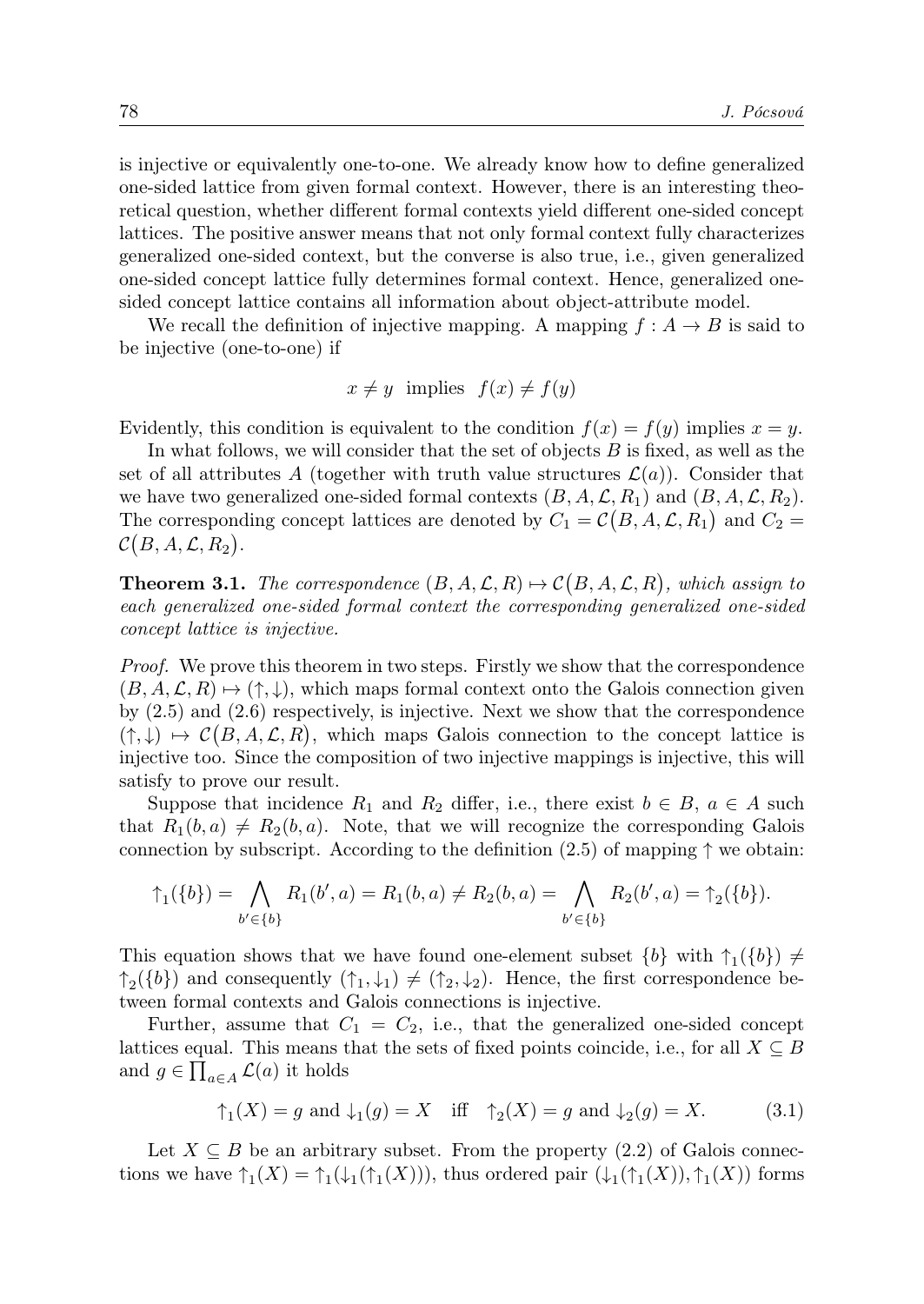is injective or equivalently one-to-one. We already know how to define generalized one-sided lattice from given formal context. However, there is an interesting theoretical question, whether different formal contexts yield different one-sided concept lattices. The positive answer means that not only formal context fully characterizes generalized one-sided context, but the converse is also true, i.e., given generalized one-sided concept lattice fully determines formal context. Hence, generalized one-sided concept lattice contains all information about object-attribute model.

We recall the definition of injective mapping. A mapping $f : A \to B$ is said to be injective (one-to-one) if

$$x \neq y \;\text{ implies }\; f(x) \neq f(y)$$

Evidently, this condition is equivalent to the condition $f(x) = f(y)$ implies $x = y$.

In what follows, we will consider that the set of objects $B$ is fixed, as well as the set of all attributes $A$ (together with truth value structures $\mathcal{L}(a)$). Consider that we have two generalized one-sided formal contexts $(B, A, \mathcal{L}, R_1)$ and $(B, A, \mathcal{L}, R_2)$. The corresponding concept lattices are denoted by $C_1 = \mathcal{C}\big(B, A, \mathcal{L}, R_1\big)$ and $C_2 = \mathcal{C}\big(B, A, \mathcal{L}, R_2\big)$.

**Theorem 3.1.** *The correspondence $(B, A, \mathcal{L}, R) \mapsto \mathcal{C}\big(B, A, \mathcal{L}, R\big)$, which assign to each generalized one-sided formal context the corresponding generalized one-sided concept lattice is injective.*

*Proof.* We prove this theorem in two steps. Firstly we show that the correspondence $(B, A, \mathcal{L}, R) \mapsto (\uparrow, \downarrow)$, which maps formal context onto the Galois connection given by (2.5) and (2.6) respectively, is injective. Next we show that the correspondence $(\uparrow, \downarrow) \mapsto \mathcal{C}\big(B, A, \mathcal{L}, R\big)$, which maps Galois connection to the concept lattice is injective too. Since the composition of two injective mappings is injective, this will satisfy to prove our result.

Suppose that incidence $R_1$ and $R_2$ differ, i.e., there exist $b \in B$, $a \in A$ such that $R_1(b, a) \neq R_2(b, a)$. Note, that we will recognize the corresponding Galois connection by subscript. According to the definition (2.5) of mapping $\uparrow$ we obtain:

$$\uparrow_1(\{b\}) = \bigwedge_{b' \in \{b\}} R_1(b', a) = R_1(b, a) \neq R_2(b, a) = \bigwedge_{b' \in \{b\}} R_2(b', a) = \uparrow_2(\{b\}).$$

This equation shows that we have found one-element subset $\{b\}$ with $\uparrow_1(\{b\}) \neq \uparrow_2(\{b\})$ and consequently $(\uparrow_1, \downarrow_1) \neq (\uparrow_2, \downarrow_2)$. Hence, the first correspondence between formal contexts and Galois connections is injective.

Further, assume that $C_1 = C_2$, i.e., that the generalized one-sided concept lattices equal. This means that the sets of fixed points coincide, i.e., for all $X \subseteq B$ and $g \in \prod_{a \in A} \mathcal{L}(a)$ it holds

$$\uparrow_1(X) = g \text{ and } \downarrow_1(g) = X \quad \text{iff} \quad \uparrow_2(X) = g \text{ and } \downarrow_2(g) = X. \tag{3.1}$$

Let $X \subseteq B$ be an arbitrary subset. From the property (2.2) of Galois connections we have $\uparrow_1(X) = \uparrow_1(\downarrow_1(\uparrow_1(X)))$, thus ordered pair $(\downarrow_1(\uparrow_1(X)), \uparrow_1(X))$ forms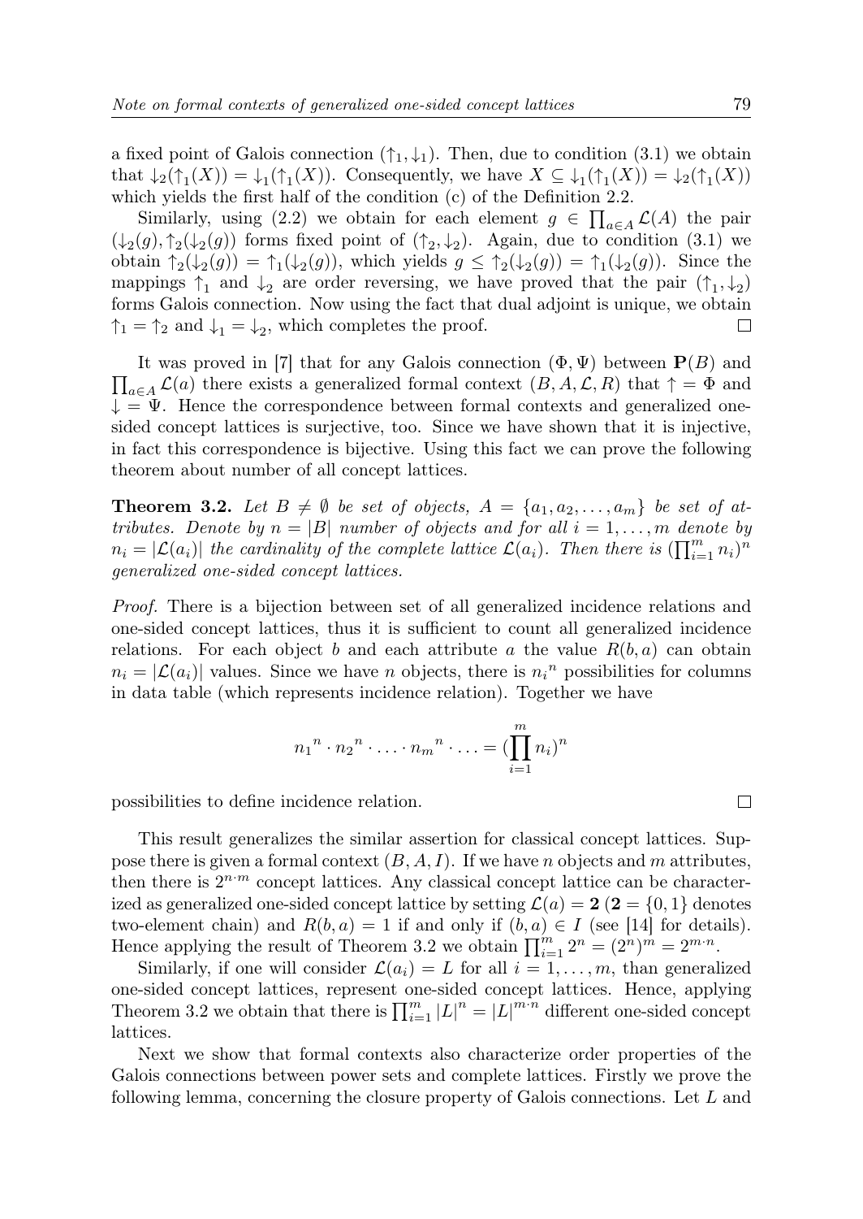a fixed point of Galois connection $(\uparrow_1, \downarrow_1)$. Then, due to condition (3.1) we obtain that $\downarrow_2(\uparrow_1(X)) = \downarrow_1(\uparrow_1(X))$. Consequently, we have $X \subseteq \downarrow_1(\uparrow_1(X)) = \downarrow_2(\uparrow_1(X))$ which yields the first half of the condition (c) of the Definition 2.2.

Similarly, using (2.2) we obtain for each element $g \in \prod_{a \in A} \mathcal{L}(A)$ the pair $(\downarrow_2(g), \uparrow_2(\downarrow_2(g))$ forms fixed point of $(\uparrow_2, \downarrow_2)$. Again, due to condition (3.1) we obtain $\uparrow_2(\downarrow_2(g)) = \uparrow_1(\downarrow_2(g))$, which yields $g \leq \uparrow_2(\downarrow_2(g)) = \uparrow_1(\downarrow_2(g))$. Since the mappings $\uparrow_1$ and $\downarrow_2$ are order reversing, we have proved that the pair $(\uparrow_1, \downarrow_2)$ forms Galois connection. Now using the fact that dual adjoint is unique, we obtain $\uparrow_1 = \uparrow_2$ and $\downarrow_1 = \downarrow_2$, which completes the proof. $\square$

It was proved in [7] that for any Galois connection $(\Phi, \Psi)$ between $\mathbf{P}(B)$ and $\prod_{a \in A} \mathcal{L}(a)$ there exists a generalized formal context $(B, A, \mathcal{L}, R)$ that $\uparrow = \Phi$ and $\downarrow = \Psi$. Hence the correspondence between formal contexts and generalized one-sided concept lattices is surjective, too. Since we have shown that it is injective, in fact this correspondence is bijective. Using this fact we can prove the following theorem about number of all concept lattices.

**Theorem 3.2.** *Let $B \neq \emptyset$ be set of objects, $A = \{a_1, a_2, \ldots, a_m\}$ be set of attributes. Denote by $n = |B|$ number of objects and for all $i = 1, \ldots, m$ denote by $n_i = |\mathcal{L}(a_i)|$ the cardinality of the complete lattice $\mathcal{L}(a_i)$. Then there is $(\prod_{i=1}^{m} n_i)^n$ generalized one-sided concept lattices.*

*Proof.* There is a bijection between set of all generalized incidence relations and one-sided concept lattices, thus it is sufficient to count all generalized incidence relations. For each object $b$ and each attribute $a$ the value $R(b, a)$ can obtain $n_i = |\mathcal{L}(a_i)|$ values. Since we have $n$ objects, there is ${n_i}^n$ possibilities for columns in data table (which represents incidence relation). Together we have

$$
{n_1}^n \cdot {n_2}^n \cdot \ldots \cdot {n_m}^n \cdot \ldots = (\prod_{i=1}^{m} n_i)^n
$$

possibilities to define incidence relation. $\square$

This result generalizes the similar assertion for classical concept lattices. Suppose there is given a formal context $(B, A, I)$. If we have $n$ objects and $m$ attributes, then there is $2^{n \cdot m}$ concept lattices. Any classical concept lattice can be characterized as generalized one-sided concept lattice by setting $\mathcal{L}(a) = \mathbf{2}$ ($\mathbf{2} = \{0, 1\}$ denotes two-element chain) and $R(b, a) = 1$ if and only if $(b, a) \in I$ (see [14] for details). Hence applying the result of Theorem 3.2 we obtain $\prod_{i=1}^{m} 2^n = (2^n)^m = 2^{m \cdot n}$.

Similarly, if one will consider $\mathcal{L}(a_i) = L$ for all $i = 1, \ldots, m$, than generalized one-sided concept lattices, represent one-sided concept lattices. Hence, applying Theorem 3.2 we obtain that there is $\prod_{i=1}^{m} |L|^n = |L|^{m \cdot n}$ different one-sided concept lattices.

Next we show that formal contexts also characterize order properties of the Galois connections between power sets and complete lattices. Firstly we prove the following lemma, concerning the closure property of Galois connections. Let $L$ and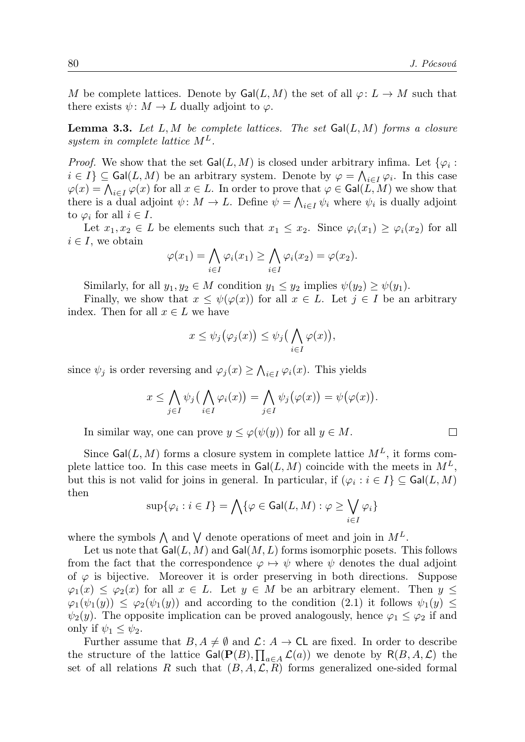$M$ be complete lattices. Denote by $\mathsf{Gal}(L, M)$ the set of all $\varphi\colon L \to M$ such that there exists $\psi\colon M \to L$ dually adjoint to $\varphi$.

**Lemma 3.3.** *Let $L, M$ be complete lattices. The set $\mathsf{Gal}(L, M)$ forms a closure system in complete lattice $M^L$.*

*Proof.* We show that the set $\mathsf{Gal}(L, M)$ is closed under arbitrary infima. Let $\{\varphi_i : i \in I\} \subseteq \mathsf{Gal}(L, M)$ be an arbitrary system. Denote by $\varphi = \bigwedge_{i\in I} \varphi_i$. In this case $\varphi(x) = \bigwedge_{i\in I} \varphi(x)$ for all $x \in L$. In order to prove that $\varphi \in \mathsf{Gal}(L, M)$ we show that there is a dual adjoint $\psi\colon M \to L$. Define $\psi = \bigwedge_{i\in I} \psi_i$ where $\psi_i$ is dually adjoint to $\varphi_i$ for all $i \in I$.

Let $x_1, x_2 \in L$ be elements such that $x_1 \leq x_2$. Since $\varphi_i(x_1) \geq \varphi_i(x_2)$ for all $i \in I$, we obtain

$$\varphi(x_1) = \bigwedge_{i\in I} \varphi_i(x_1) \geq \bigwedge_{i\in I} \varphi_i(x_2) = \varphi(x_2).$$

Similarly, for all $y_1, y_2 \in M$ condition $y_1 \leq y_2$ implies $\psi(y_2) \geq \psi(y_1)$.

Finally, we show that $x \leq \psi(\varphi(x))$ for all $x \in L$. Let $j \in I$ be an arbitrary index. Then for all $x \in L$ we have

$$x \leq \psi_j\big(\varphi_j(x)\big) \leq \psi_j\big(\bigwedge_{i\in I} \varphi(x)\big),$$

since $\psi_j$ is order reversing and $\varphi_j(x) \geq \bigwedge_{i\in I} \varphi_i(x)$. This yields

$$x \leq \bigwedge_{j\in I} \psi_j\big(\bigwedge_{i\in I} \varphi_i(x)\big) = \bigwedge_{j\in I} \psi_j\big(\varphi(x)\big) = \psi\big(\varphi(x)\big).$$

In similar way, one can prove $y \leq \varphi(\psi(y))$ for all $y \in M$. $\square$

Since $\mathsf{Gal}(L, M)$ forms a closure system in complete lattice $M^L$, it forms complete lattice too. In this case meets in $\mathsf{Gal}(L, M)$ coincide with the meets in $M^L$, but this is not valid for joins in general. In particular, if $(\varphi_i : i \in I\} \subseteq \mathsf{Gal}(L, M)$ then

$$\sup\{\varphi_i : i \in I\} = \bigwedge\{\varphi \in \mathsf{Gal}(L, M) : \varphi \geq \bigvee_{i\in I} \varphi_i\}$$

where the symbols $\bigwedge$ and $\bigvee$ denote operations of meet and join in $M^L$.

Let us note that $\mathsf{Gal}(L, M)$ and $\mathsf{Gal}(M, L)$ forms isomorphic posets. This follows from the fact that the correspondence $\varphi \mapsto \psi$ where $\psi$ denotes the dual adjoint of $\varphi$ is bijective. Moreover it is order preserving in both directions. Suppose $\varphi_1(x) \leq \varphi_2(x)$ for all $x \in L$. Let $y \in M$ be an arbitrary element. Then $y \leq \varphi_1(\psi_1(y)) \leq \varphi_2(\psi_1(y))$ and according to the condition (2.1) it follows $\psi_1(y) \leq \psi_2(y)$. The opposite implication can be proved analogously, hence $\varphi_1 \leq \varphi_2$ if and only if $\psi_1 \leq \psi_2$.

Further assume that $B, A \neq \emptyset$ and $\mathcal{L}\colon A \to \mathsf{CL}$ are fixed. In order to describe the structure of the lattice $\mathsf{Gal}(\mathbf{P}(B), \prod_{a\in A} \mathcal{L}(a))$ we denote by $\mathsf{R}(B, A, \mathcal{L})$ the set of all relations $R$ such that $(B, A, \mathcal{L}, R)$ forms generalized one-sided formal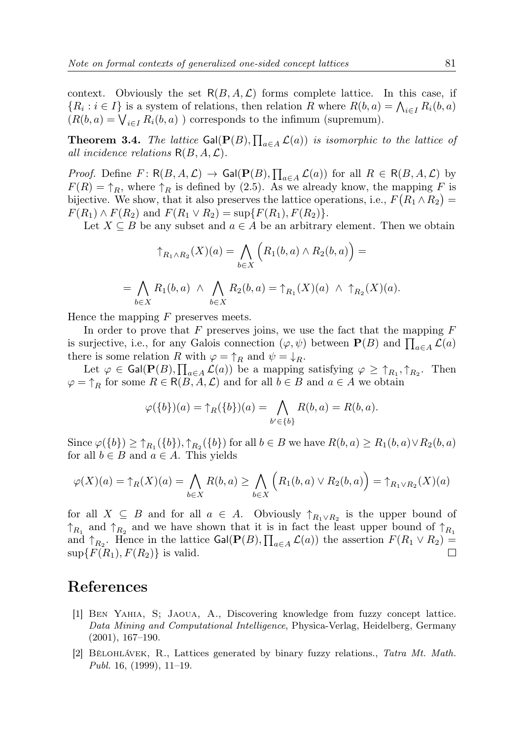context. Obviously the set $\mathsf{R}(B, A, \mathcal{L})$ forms complete lattice. In this case, if $\{R_i : i \in I\}$ is a system of relations, then relation $R$ where $R(b, a) = \bigwedge_{i \in I} R_i(b, a)$ ($R(b, a) = \bigvee_{i \in I} R_i(b, a)$ ) corresponds to the infimum (supremum).

**Theorem 3.4.** *The lattice* $\mathsf{Gal}(\mathbf{P}(B), \prod_{a \in A} \mathcal{L}(a))$ *is isomorphic to the lattice of all incidence relations* $\mathsf{R}(B, A, \mathcal{L})$.

*Proof.* Define $F \colon \mathsf{R}(B, A, \mathcal{L}) \to \mathsf{Gal}(\mathbf{P}(B), \prod_{a \in A} \mathcal{L}(a))$ for all $R \in \mathsf{R}(B, A, \mathcal{L})$ by $F(R) = \uparrow_R$, where $\uparrow_R$ is defined by (2.5). As we already know, the mapping $F$ is bijective. We show, that it also preserves the lattice operations, i.e., $F\big(R_1 \wedge R_2\big) = F(R_1) \wedge F(R_2)$ and $F(R_1 \vee R_2) = \sup\{F(R_1), F(R_2)\}$.

Let $X \subseteq B$ be any subset and $a \in A$ be an arbitrary element. Then we obtain

$$\uparrow_{R_1 \wedge R_2}(X)(a) = \bigwedge_{b \in X} \Big( R_1(b, a) \wedge R_2(b, a) \Big) =$$

$$= \bigwedge_{b \in X} R_1(b, a) \ \wedge \ \bigwedge_{b \in X} R_2(b, a) = \uparrow_{R_1}(X)(a) \ \wedge \ \uparrow_{R_2}(X)(a).$$

Hence the mapping $F$ preserves meets.

In order to prove that $F$ preserves joins, we use the fact that the mapping $F$ is surjective, i.e., for any Galois connection $(\varphi, \psi)$ between $\mathbf{P}(B)$ and $\prod_{a \in A} \mathcal{L}(a)$ there is some relation $R$ with $\varphi = \uparrow_R$ and $\psi = \downarrow_R$.

Let $\varphi \in \mathsf{Gal}(\mathbf{P}(B), \prod_{a \in A} \mathcal{L}(a))$ be a mapping satisfying $\varphi \geq \uparrow_{R_1}, \uparrow_{R_2}$. Then $\varphi = \uparrow_R$ for some $R \in \mathsf{R}(B, A, \mathcal{L})$ and for all $b \in B$ and $a \in A$ we obtain

$$\varphi(\{b\})(a) = \uparrow_R(\{b\})(a) = \bigwedge_{b' \in \{b\}} R(b, a) = R(b, a).$$

Since $\varphi(\{b\}) \geq \uparrow_{R_1}(\{b\}), \uparrow_{R_2}(\{b\})$ for all $b \in B$ we have $R(b, a) \geq R_1(b, a) \vee R_2(b, a)$ for all $b \in B$ and $a \in A$. This yields

$$\varphi(X)(a) = \uparrow_R(X)(a) = \bigwedge_{b \in X} R(b, a) \geq \bigwedge_{b \in X} \Big( R_1(b, a) \vee R_2(b, a) \Big) = \uparrow_{R_1 \vee R_2}(X)(a)$$

for all $X \subseteq B$ and for all $a \in A$. Obviously $\uparrow_{R_1 \vee R_2}$ is the upper bound of $\uparrow_{R_1}$ and $\uparrow_{R_2}$ and we have shown that it is in fact the least upper bound of $\uparrow_{R_1}$ and $\uparrow_{R_2}$. Hence in the lattice $\mathsf{Gal}(\mathbf{P}(B), \prod_{a \in A} \mathcal{L}(a))$ the assertion $F(R_1 \vee R_2) = \sup\{F(R_1), F(R_2)\}$ is valid. $\square$

## References

[1] Ben Yahia, S; Jaoua, A., Discovering knowledge from fuzzy concept lattice. *Data Mining and Computational Intelligence*, Physica-Verlag, Heidelberg, Germany (2001), 167–190.

[2] Bělohlávek, R., Lattices generated by binary fuzzy relations., *Tatra Mt. Math. Publ.* 16, (1999), 11–19.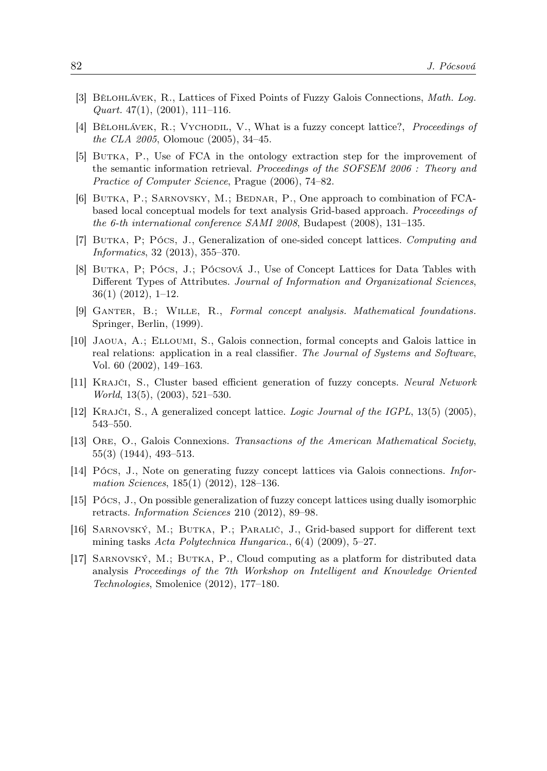[3] Bělohlávek, R., Lattices of Fixed Points of Fuzzy Galois Connections, *Math. Log. Quart.* 47(1), (2001), 111–116.

[4] Bělohlávek, R.; Vychodil, V., What is a fuzzy concept lattice?, *Proceedings of the CLA 2005*, Olomouc (2005), 34–45.

[5] Butka, P., Use of FCA in the ontology extraction step for the improvement of the semantic information retrieval. *Proceedings of the SOFSEM 2006 : Theory and Practice of Computer Science*, Prague (2006), 74–82.

[6] Butka, P.; Sarnovsky, M.; Bednar, P., One approach to combination of FCA-based local conceptual models for text analysis Grid-based approach. *Proceedings of the 6-th international conference SAMI 2008*, Budapest (2008), 131–135.

[7] Butka, P; Pócs, J., Generalization of one-sided concept lattices. *Computing and Informatics*, 32 (2013), 355–370.

[8] Butka, P; Pócs, J.; Pócsová J., Use of Concept Lattices for Data Tables with Different Types of Attributes. *Journal of Information and Organizational Sciences*, 36(1) (2012), 1–12.

[9] Ganter, B.; Wille, R., *Formal concept analysis. Mathematical foundations.* Springer, Berlin, (1999).

[10] Jaoua, A.; Elloumi, S., Galois connection, formal concepts and Galois lattice in real relations: application in a real classifier. *The Journal of Systems and Software*, Vol. 60 (2002), 149–163.

[11] Krajči, S., Cluster based efficient generation of fuzzy concepts. *Neural Network World*, 13(5), (2003), 521–530.

[12] Krajči, S., A generalized concept lattice. *Logic Journal of the IGPL*, 13(5) (2005), 543–550.

[13] Ore, O., Galois Connexions. *Transactions of the American Mathematical Society*, 55(3) (1944), 493–513.

[14] Pócs, J., Note on generating fuzzy concept lattices via Galois connections. *Information Sciences*, 185(1) (2012), 128–136.

[15] Pócs, J., On possible generalization of fuzzy concept lattices using dually isomorphic retracts. *Information Sciences* 210 (2012), 89–98.

[16] Sarnovský, M.; Butka, P.; Paralič, J., Grid-based support for different text mining tasks *Acta Polytechnica Hungarica.*, 6(4) (2009), 5–27.

[17] Sarnovský, M.; Butka, P., Cloud computing as a platform for distributed data analysis *Proceedings of the 7th Workshop on Intelligent and Knowledge Oriented Technologies*, Smolenice (2012), 177–180.